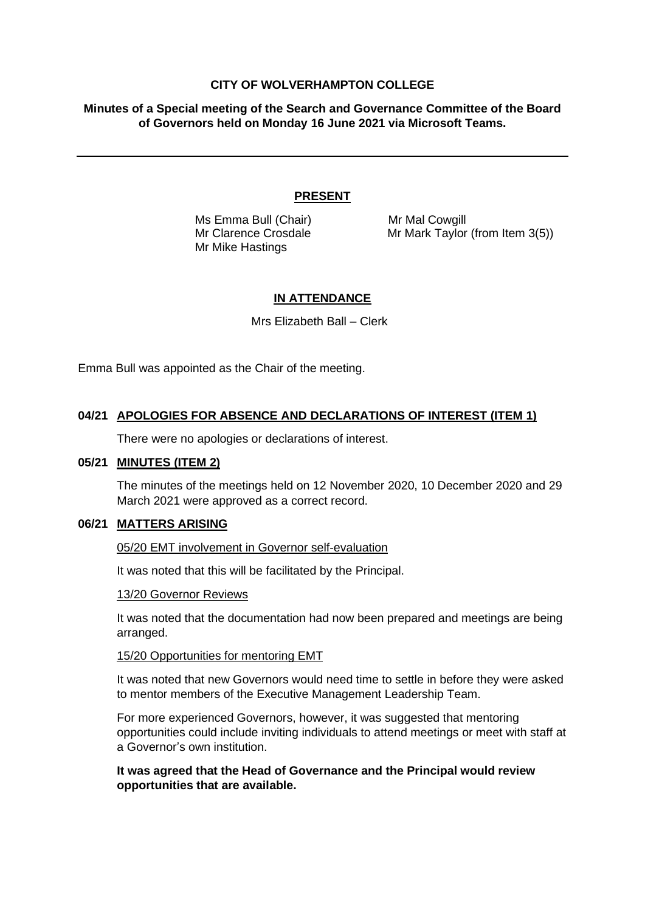**CITY OF WOLVERHAMPTON COLLEGE**

**Minutes of a Special meeting of the Search and Governance Committee of the Board of Governors held on Monday 16 June 2021 via Microsoft Teams.**

---

**PRESENT**

Ms Emma Bull (Chair)
Mr Mal Cowgill
Mr Clarence Crosdale
Mr Mark Taylor (from Item 3(5))
Mr Mike Hastings

**IN ATTENDANCE**

Mrs Elizabeth Ball – Clerk

Emma Bull was appointed as the Chair of the meeting.

**04/21 APOLOGIES FOR ABSENCE AND DECLARATIONS OF INTEREST (ITEM 1)**

There were no apologies or declarations of interest.

**05/21 MINUTES (ITEM 2)**

The minutes of the meetings held on 12 November 2020, 10 December 2020 and 29 March 2021 were approved as a correct record.

**06/21 MATTERS ARISING**

05/20 EMT involvement in Governor self-evaluation

It was noted that this will be facilitated by the Principal.

13/20 Governor Reviews

It was noted that the documentation had now been prepared and meetings are being arranged.

15/20 Opportunities for mentoring EMT

It was noted that new Governors would need time to settle in before they were asked to mentor members of the Executive Management Leadership Team.

For more experienced Governors, however, it was suggested that mentoring opportunities could include inviting individuals to attend meetings or meet with staff at a Governor's own institution.

**It was agreed that the Head of Governance and the Principal would review opportunities that are available.**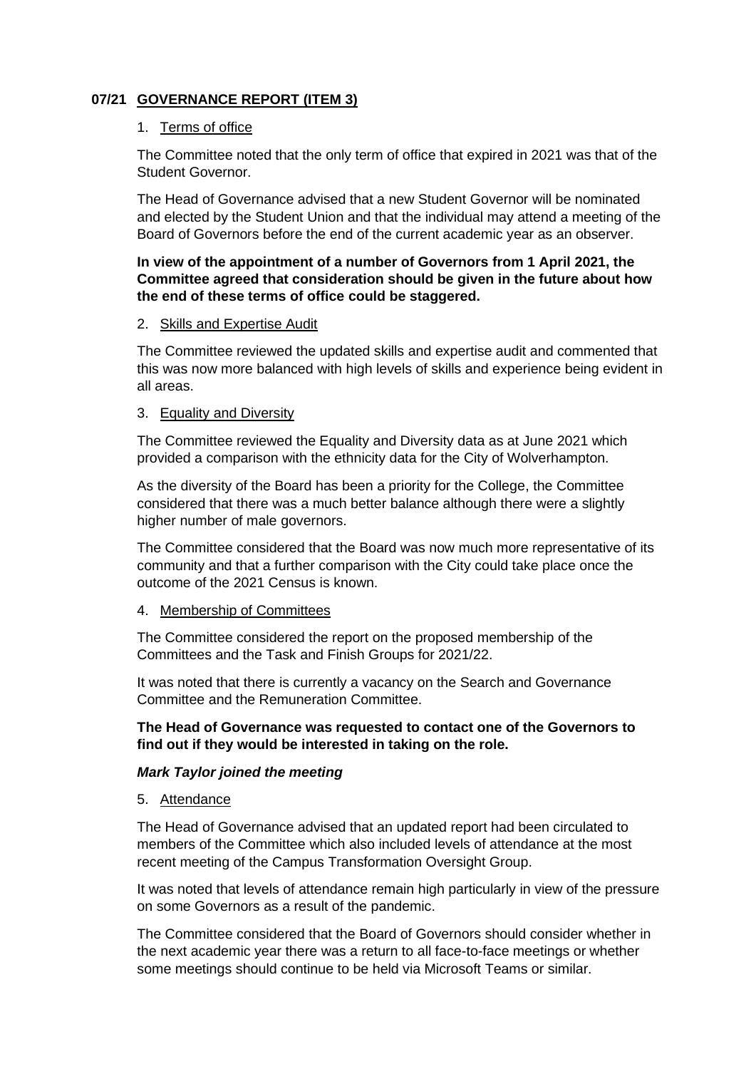## 07/21 GOVERNANCE REPORT (ITEM 3)

1. Terms of office

The Committee noted that the only term of office that expired in 2021 was that of the Student Governor.

The Head of Governance advised that a new Student Governor will be nominated and elected by the Student Union and that the individual may attend a meeting of the Board of Governors before the end of the current academic year as an observer.

**In view of the appointment of a number of Governors from 1 April 2021, the Committee agreed that consideration should be given in the future about how the end of these terms of office could be staggered.**

2. Skills and Expertise Audit

The Committee reviewed the updated skills and expertise audit and commented that this was now more balanced with high levels of skills and experience being evident in all areas.

3. Equality and Diversity

The Committee reviewed the Equality and Diversity data as at June 2021 which provided a comparison with the ethnicity data for the City of Wolverhampton.

As the diversity of the Board has been a priority for the College, the Committee considered that there was a much better balance although there were a slightly higher number of male governors.

The Committee considered that the Board was now much more representative of its community and that a further comparison with the City could take place once the outcome of the 2021 Census is known.

4. Membership of Committees

The Committee considered the report on the proposed membership of the Committees and the Task and Finish Groups for 2021/22.

It was noted that there is currently a vacancy on the Search and Governance Committee and the Remuneration Committee.

**The Head of Governance was requested to contact one of the Governors to find out if they would be interested in taking on the role.**

***Mark Taylor joined the meeting***

5. Attendance

The Head of Governance advised that an updated report had been circulated to members of the Committee which also included levels of attendance at the most recent meeting of the Campus Transformation Oversight Group.

It was noted that levels of attendance remain high particularly in view of the pressure on some Governors as a result of the pandemic.

The Committee considered that the Board of Governors should consider whether in the next academic year there was a return to all face-to-face meetings or whether some meetings should continue to be held via Microsoft Teams or similar.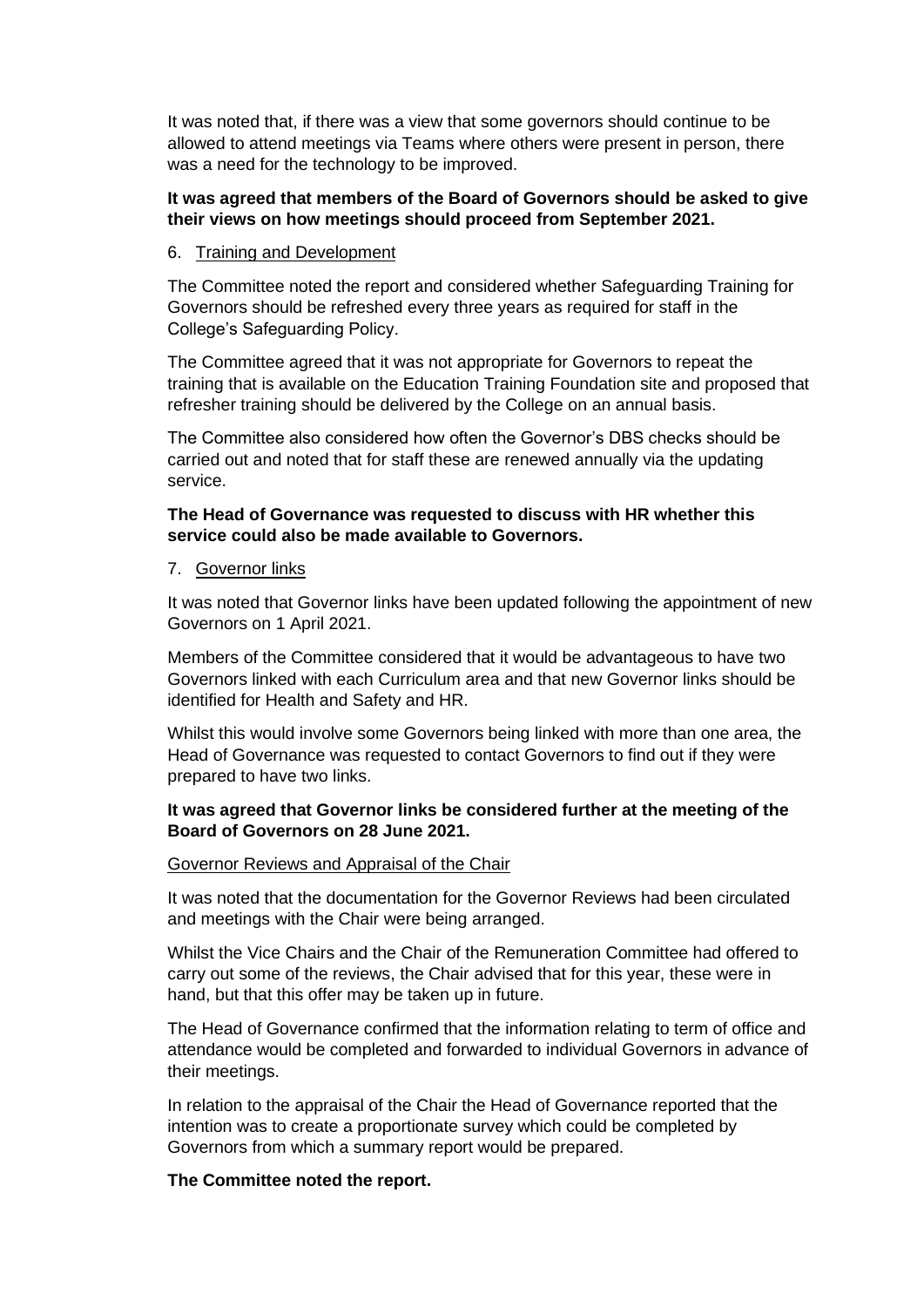It was noted that, if there was a view that some governors should continue to be allowed to attend meetings via Teams where others were present in person, there was a need for the technology to be improved.

**It was agreed that members of the Board of Governors should be asked to give their views on how meetings should proceed from September 2021.**

6. <u>Training and Development</u>

The Committee noted the report and considered whether Safeguarding Training for Governors should be refreshed every three years as required for staff in the College's Safeguarding Policy.

The Committee agreed that it was not appropriate for Governors to repeat the training that is available on the Education Training Foundation site and proposed that refresher training should be delivered by the College on an annual basis.

The Committee also considered how often the Governor's DBS checks should be carried out and noted that for staff these are renewed annually via the updating service.

**The Head of Governance was requested to discuss with HR whether this service could also be made available to Governors.**

7. <u>Governor links</u>

It was noted that Governor links have been updated following the appointment of new Governors on 1 April 2021.

Members of the Committee considered that it would be advantageous to have two Governors linked with each Curriculum area and that new Governor links should be identified for Health and Safety and HR.

Whilst this would involve some Governors being linked with more than one area, the Head of Governance was requested to contact Governors to find out if they were prepared to have two links.

**It was agreed that Governor links be considered further at the meeting of the Board of Governors on 28 June 2021.**

<u>Governor Reviews and Appraisal of the Chair</u>

It was noted that the documentation for the Governor Reviews had been circulated and meetings with the Chair were being arranged.

Whilst the Vice Chairs and the Chair of the Remuneration Committee had offered to carry out some of the reviews, the Chair advised that for this year, these were in hand, but that this offer may be taken up in future.

The Head of Governance confirmed that the information relating to term of office and attendance would be completed and forwarded to individual Governors in advance of their meetings.

In relation to the appraisal of the Chair the Head of Governance reported that the intention was to create a proportionate survey which could be completed by Governors from which a summary report would be prepared.

**The Committee noted the report.**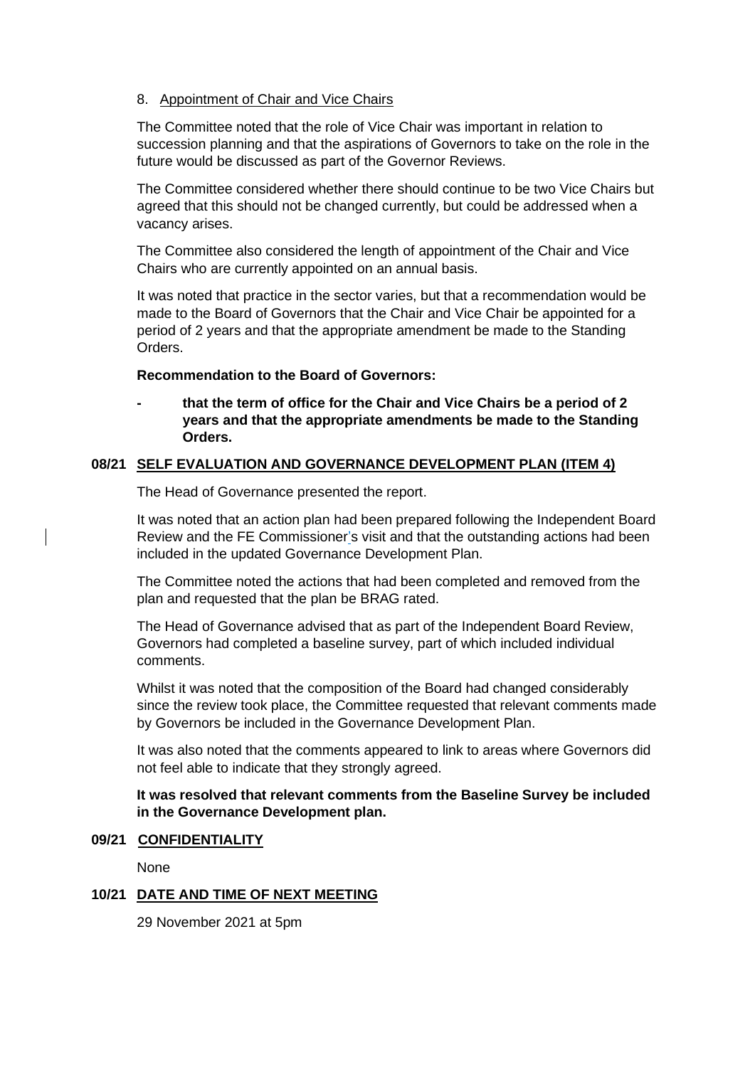8. Appointment of Chair and Vice Chairs

The Committee noted that the role of Vice Chair was important in relation to succession planning and that the aspirations of Governors to take on the role in the future would be discussed as part of the Governor Reviews.

The Committee considered whether there should continue to be two Vice Chairs but agreed that this should not be changed currently, but could be addressed when a vacancy arises.

The Committee also considered the length of appointment of the Chair and Vice Chairs who are currently appointed on an annual basis.

It was noted that practice in the sector varies, but that a recommendation would be made to the Board of Governors that the Chair and Vice Chair be appointed for a period of 2 years and that the appropriate amendment be made to the Standing Orders.

**Recommendation to the Board of Governors:**

- **that the term of office for the Chair and Vice Chairs be a period of 2 years and that the appropriate amendments be made to the Standing Orders.**

**08/21 SELF EVALUATION AND GOVERNANCE DEVELOPMENT PLAN (ITEM 4)**

The Head of Governance presented the report.

It was noted that an action plan had been prepared following the Independent Board Review and the FE Commissioner's visit and that the outstanding actions had been included in the updated Governance Development Plan.

The Committee noted the actions that had been completed and removed from the plan and requested that the plan be BRAG rated.

The Head of Governance advised that as part of the Independent Board Review, Governors had completed a baseline survey, part of which included individual comments.

Whilst it was noted that the composition of the Board had changed considerably since the review took place, the Committee requested that relevant comments made by Governors be included in the Governance Development Plan.

It was also noted that the comments appeared to link to areas where Governors did not feel able to indicate that they strongly agreed.

**It was resolved that relevant comments from the Baseline Survey be included in the Governance Development plan.**

**09/21 CONFIDENTIALITY**

None

**10/21 DATE AND TIME OF NEXT MEETING**

29 November 2021 at 5pm